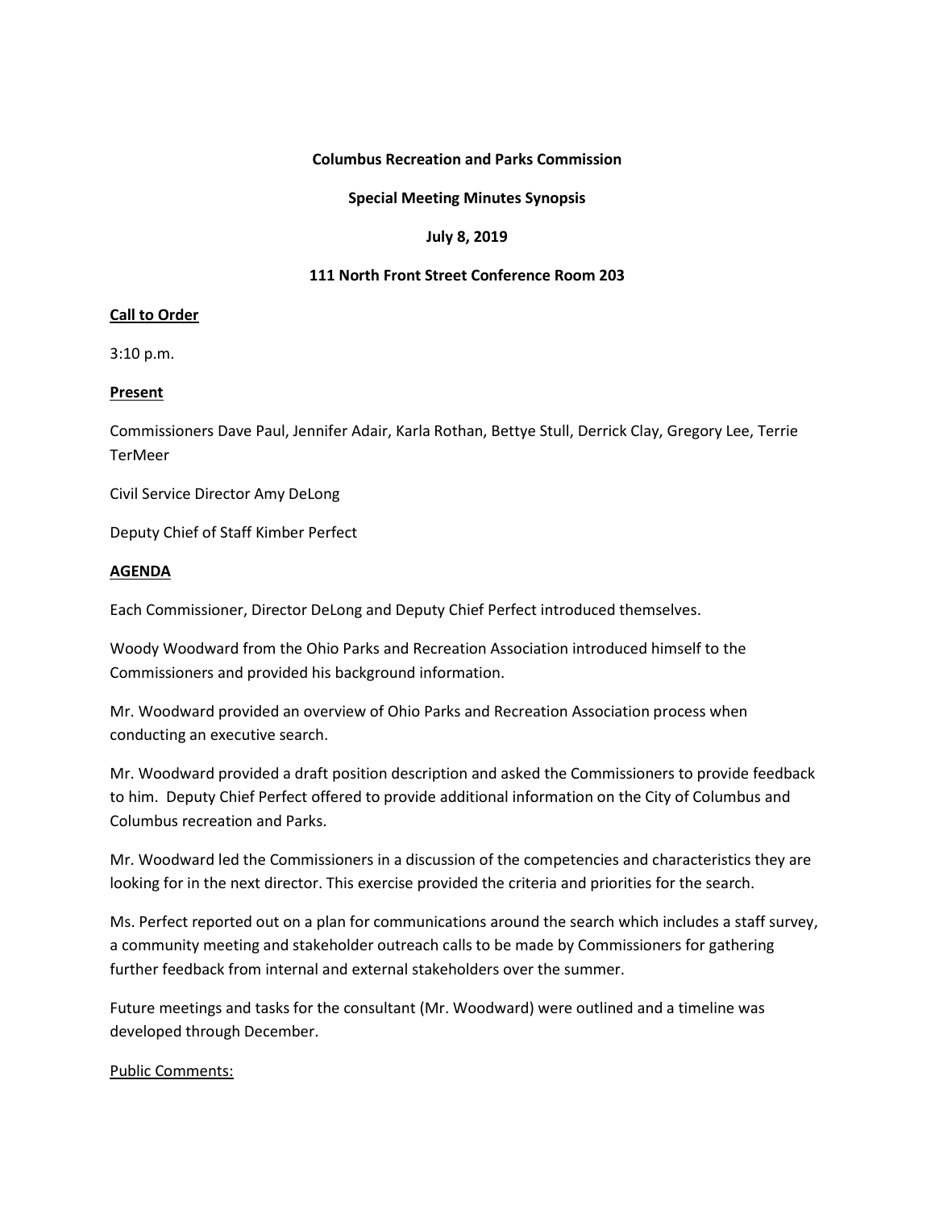**Columbus Recreation and Parks Commission**

**Special Meeting Minutes Synopsis**

**July 8, 2019**

**111 North Front Street Conference Room 203**

**Call to Order**

3:10 p.m.

**Present**

Commissioners Dave Paul, Jennifer Adair, Karla Rothan, Bettye Stull, Derrick Clay, Gregory Lee, Terrie TerMeer

Civil Service Director Amy DeLong

Deputy Chief of Staff Kimber Perfect

**AGENDA**

Each Commissioner, Director DeLong and Deputy Chief Perfect introduced themselves.

Woody Woodward from the Ohio Parks and Recreation Association introduced himself to the Commissioners and provided his background information.

Mr. Woodward provided an overview of Ohio Parks and Recreation Association process when conducting an executive search.

Mr. Woodward provided a draft position description and asked the Commissioners to provide feedback to him. Deputy Chief Perfect offered to provide additional information on the City of Columbus and Columbus recreation and Parks.

Mr. Woodward led the Commissioners in a discussion of the competencies and characteristics they are looking for in the next director. This exercise provided the criteria and priorities for the search.

Ms. Perfect reported out on a plan for communications around the search which includes a staff survey, a community meeting and stakeholder outreach calls to be made by Commissioners for gathering further feedback from internal and external stakeholders over the summer.

Future meetings and tasks for the consultant (Mr. Woodward) were outlined and a timeline was developed through December.

Public Comments: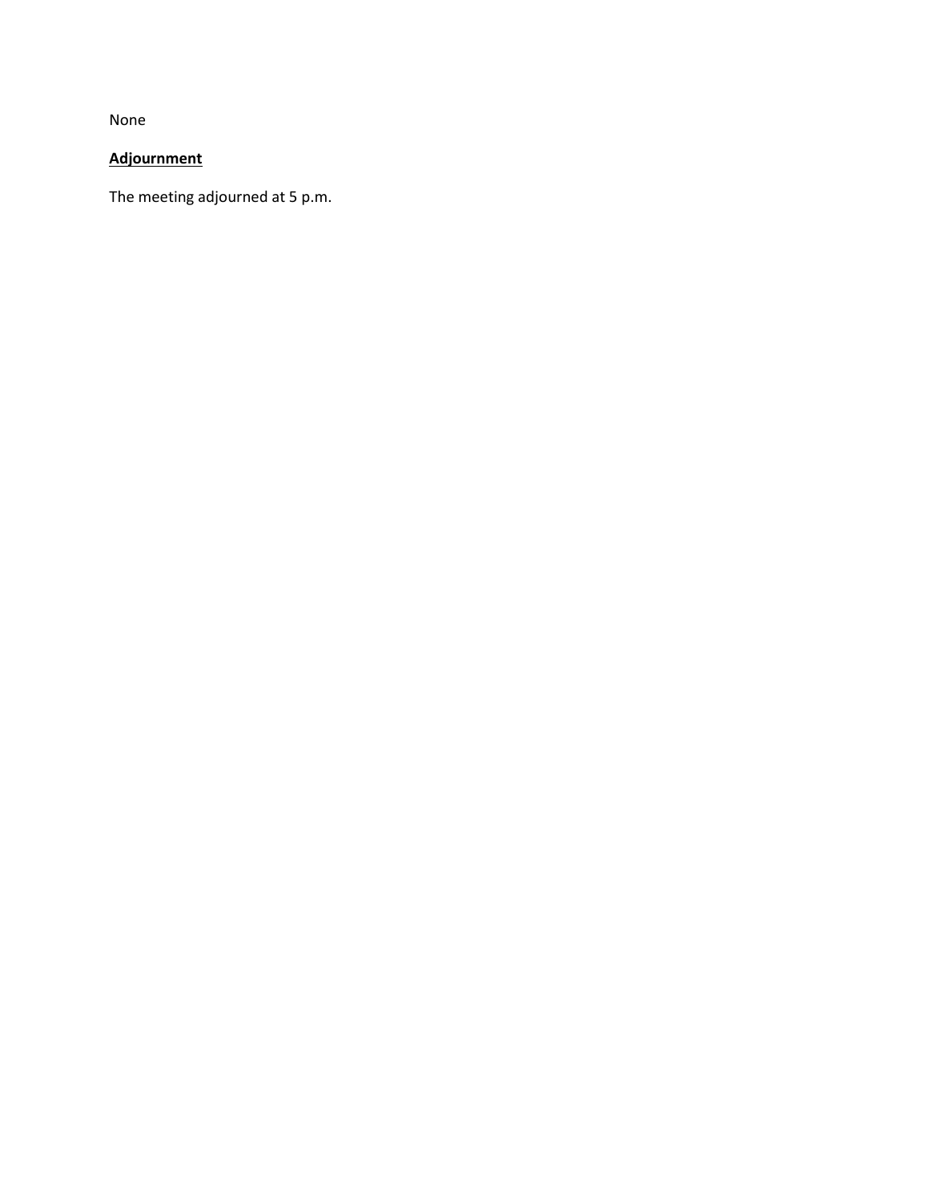None

**Adjournment**

The meeting adjourned at 5 p.m.